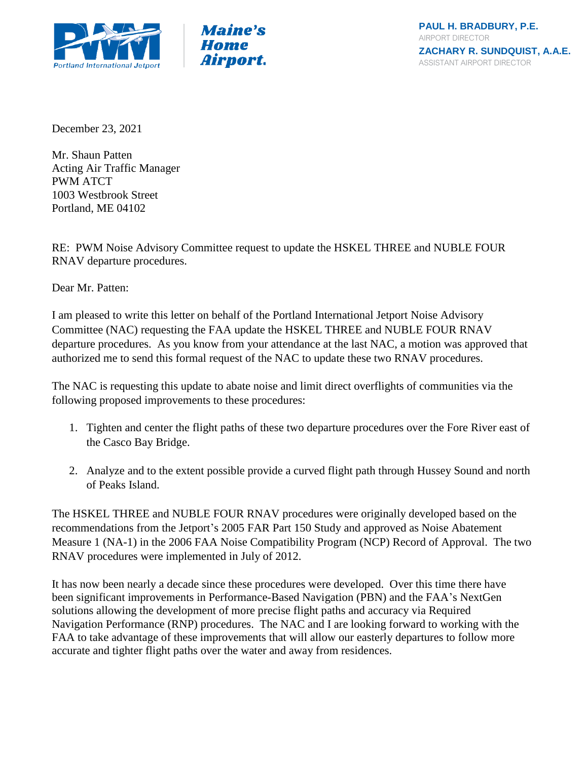PWM Portland International Jetport | Maine's Home Airport.

**PAUL H. BRADBURY, P.E.**
AIRPORT DIRECTOR
**ZACHARY R. SUNDQUIST, A.A.E.**
ASSISTANT AIRPORT DIRECTOR

December 23, 2021

Mr. Shaun Patten
Acting Air Traffic Manager
PWM ATCT
1003 Westbrook Street
Portland, ME 04102

RE: PWM Noise Advisory Committee request to update the HSKEL THREE and NUBLE FOUR RNAV departure procedures.

Dear Mr. Patten:

I am pleased to write this letter on behalf of the Portland International Jetport Noise Advisory Committee (NAC) requesting the FAA update the HSKEL THREE and NUBLE FOUR RNAV departure procedures. As you know from your attendance at the last NAC, a motion was approved that authorized me to send this formal request of the NAC to update these two RNAV procedures.

The NAC is requesting this update to abate noise and limit direct overflights of communities via the following proposed improvements to these procedures:

1. Tighten and center the flight paths of these two departure procedures over the Fore River east of the Casco Bay Bridge.

2. Analyze and to the extent possible provide a curved flight path through Hussey Sound and north of Peaks Island.

The HSKEL THREE and NUBLE FOUR RNAV procedures were originally developed based on the recommendations from the Jetport's 2005 FAR Part 150 Study and approved as Noise Abatement Measure 1 (NA-1) in the 2006 FAA Noise Compatibility Program (NCP) Record of Approval. The two RNAV procedures were implemented in July of 2012.

It has now been nearly a decade since these procedures were developed. Over this time there have been significant improvements in Performance-Based Navigation (PBN) and the FAA's NextGen solutions allowing the development of more precise flight paths and accuracy via Required Navigation Performance (RNP) procedures. The NAC and I are looking forward to working with the FAA to take advantage of these improvements that will allow our easterly departures to follow more accurate and tighter flight paths over the water and away from residences.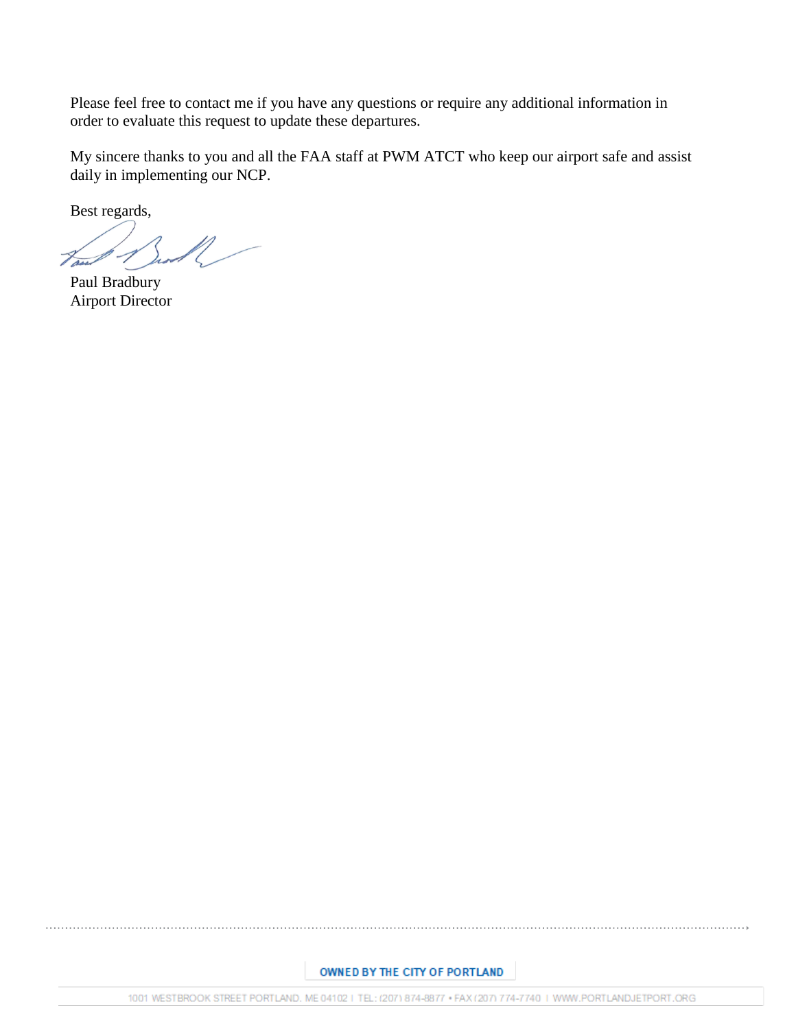Please feel free to contact me if you have any questions or require any additional information in order to evaluate this request to update these departures.

My sincere thanks to you and all the FAA staff at PWM ATCT who keep our airport safe and assist daily in implementing our NCP.

Best regards,

Paul Bradbury
Airport Director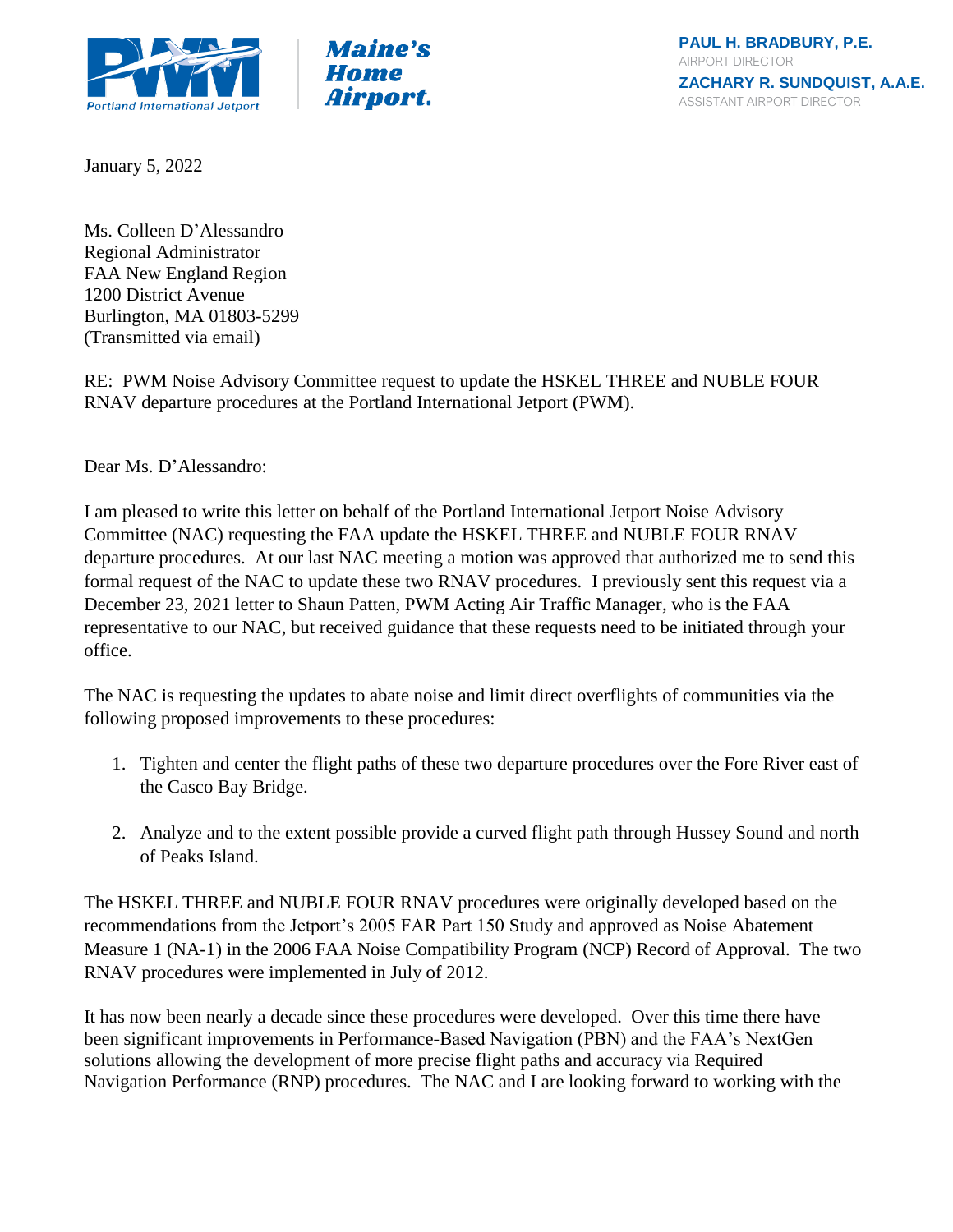**PAUL H. BRADBURY, P.E.**
AIRPORT DIRECTOR
**ZACHARY R. SUNDQUIST, A.A.E.**
ASSISTANT AIRPORT DIRECTOR

January 5, 2022

Ms. Colleen D'Alessandro
Regional Administrator
FAA New England Region
1200 District Avenue
Burlington, MA 01803-5299
(Transmitted via email)

RE: PWM Noise Advisory Committee request to update the HSKEL THREE and NUBLE FOUR RNAV departure procedures at the Portland International Jetport (PWM).

Dear Ms. D'Alessandro:

I am pleased to write this letter on behalf of the Portland International Jetport Noise Advisory Committee (NAC) requesting the FAA update the HSKEL THREE and NUBLE FOUR RNAV departure procedures. At our last NAC meeting a motion was approved that authorized me to send this formal request of the NAC to update these two RNAV procedures. I previously sent this request via a December 23, 2021 letter to Shaun Patten, PWM Acting Air Traffic Manager, who is the FAA representative to our NAC, but received guidance that these requests need to be initiated through your office.

The NAC is requesting the updates to abate noise and limit direct overflights of communities via the following proposed improvements to these procedures:

1. Tighten and center the flight paths of these two departure procedures over the Fore River east of the Casco Bay Bridge.

2. Analyze and to the extent possible provide a curved flight path through Hussey Sound and north of Peaks Island.

The HSKEL THREE and NUBLE FOUR RNAV procedures were originally developed based on the recommendations from the Jetport's 2005 FAR Part 150 Study and approved as Noise Abatement Measure 1 (NA-1) in the 2006 FAA Noise Compatibility Program (NCP) Record of Approval. The two RNAV procedures were implemented in July of 2012.

It has now been nearly a decade since these procedures were developed. Over this time there have been significant improvements in Performance-Based Navigation (PBN) and the FAA's NextGen solutions allowing the development of more precise flight paths and accuracy via Required Navigation Performance (RNP) procedures. The NAC and I are looking forward to working with the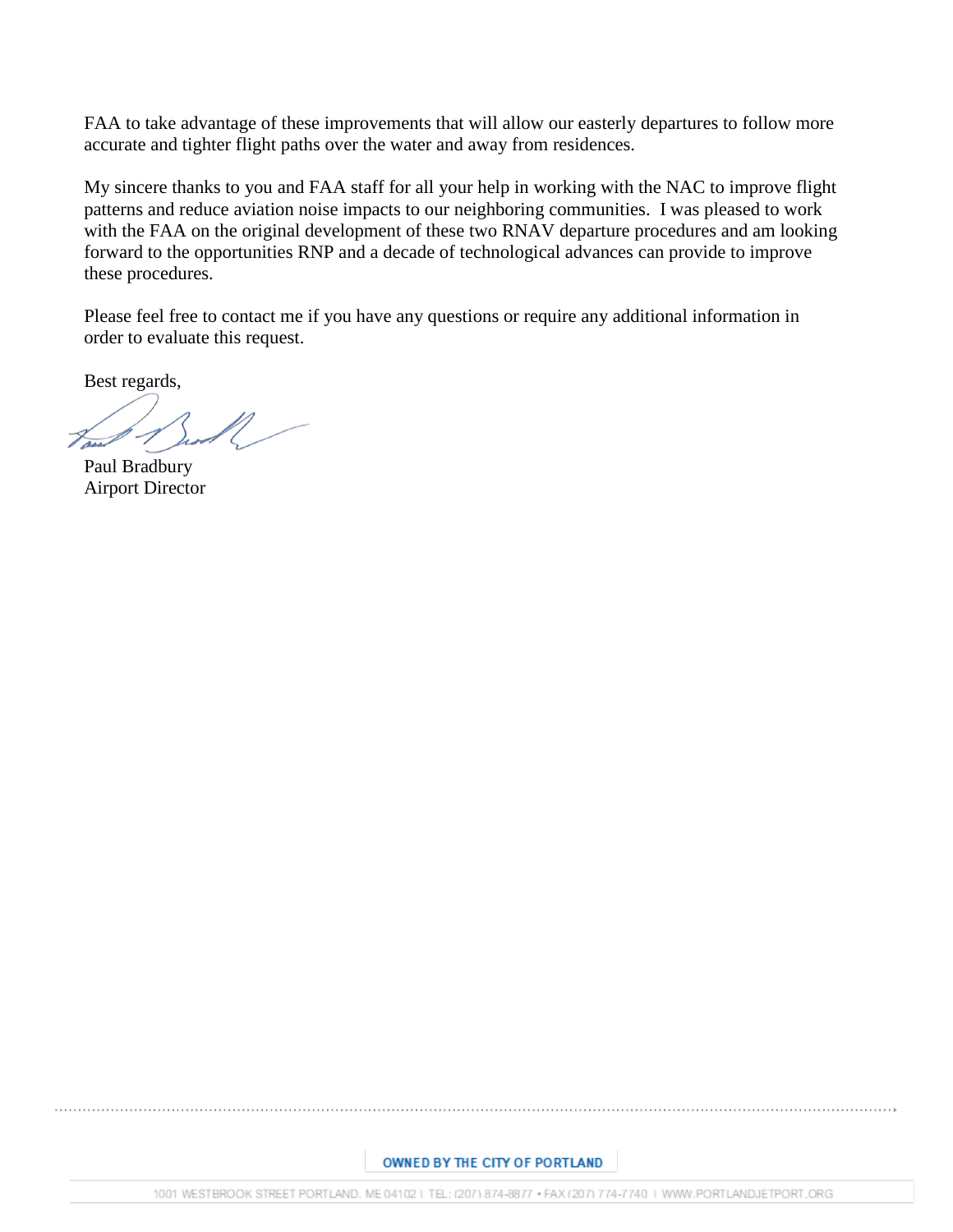FAA to take advantage of these improvements that will allow our easterly departures to follow more accurate and tighter flight paths over the water and away from residences.

My sincere thanks to you and FAA staff for all your help in working with the NAC to improve flight patterns and reduce aviation noise impacts to our neighboring communities. I was pleased to work with the FAA on the original development of these two RNAV departure procedures and am looking forward to the opportunities RNP and a decade of technological advances can provide to improve these procedures.

Please feel free to contact me if you have any questions or require any additional information in order to evaluate this request.

Best regards,

Paul Bradbury
Airport Director

OWNED BY THE CITY OF PORTLAND

1001 WESTBROOK STREET PORTLAND, ME 04102 | TEL: (207) 874-8877 • FAX (207) 774-7740 | WWW.PORTLANDJETPORT.ORG